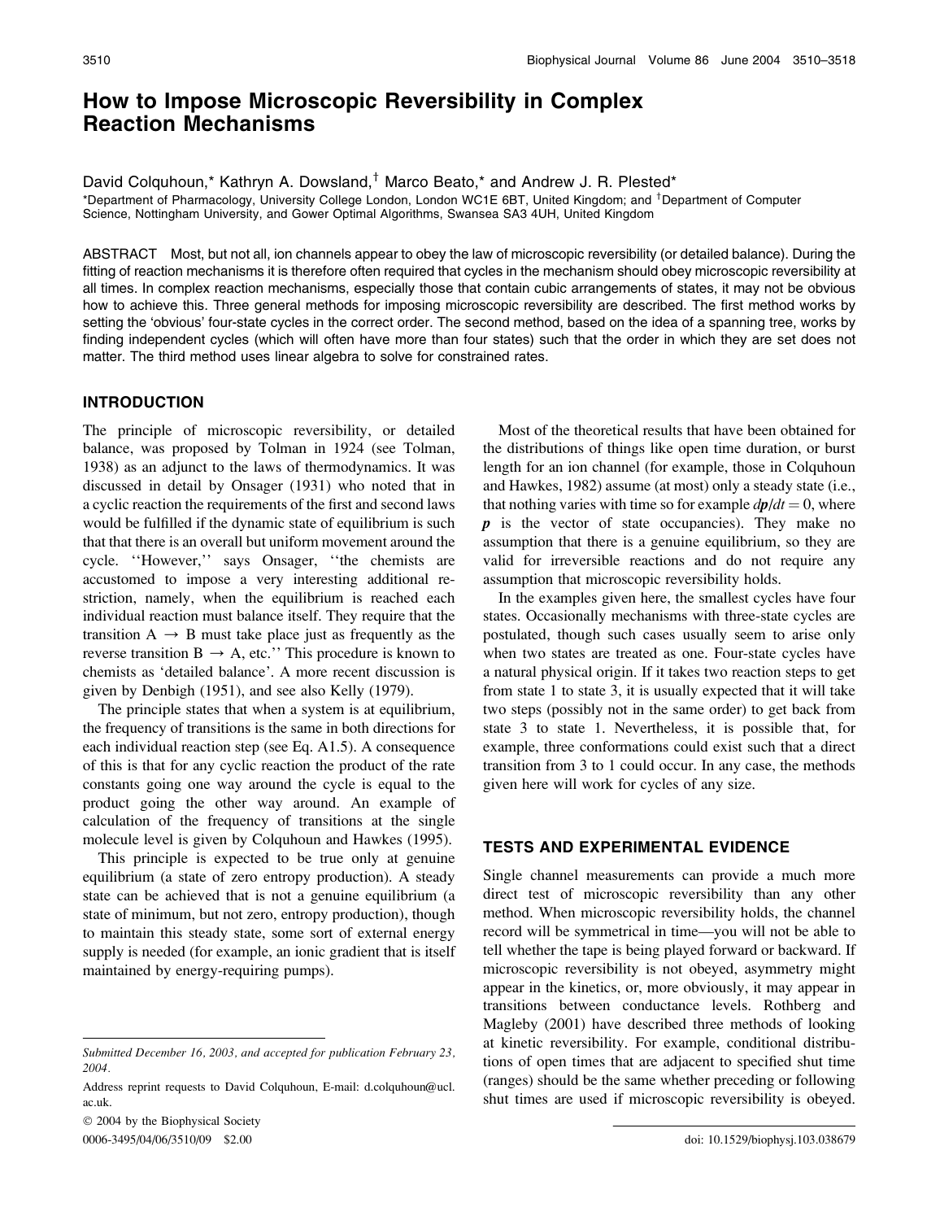# How to Impose Microscopic Reversibility in Complex Reaction Mechanisms

David Colquhoun,* Kathryn A. Dowsland,[†] Marco Beato,* and Andrew J. R. Plested*

*Department of Pharmacology, University College London, London WC1E 6BT, United Kingdom; and [†]Department of Computer Science, Nottingham University, and Gower Optimal Algorithms, Swansea SA3 4UH, United Kingdom

ABSTRACT Most, but not all, ion channels appear to obey the law of microscopic reversibility (or detailed balance). During the fitting of reaction mechanisms it is therefore often required that cycles in the mechanism should obey microscopic reversibility at all times. In complex reaction mechanisms, especially those that contain cubic arrangements of states, it may not be obvious how to achieve this. Three general methods for imposing microscopic reversibility are described. The first method works by setting the 'obvious' four-state cycles in the correct order. The second method, based on the idea of a spanning tree, works by finding independent cycles (which will often have more than four states) such that the order in which they are set does not matter. The third method uses linear algebra to solve for constrained rates.

## INTRODUCTION

The principle of microscopic reversibility, or detailed balance, was proposed by Tolman in 1924 (see Tolman, 1938) as an adjunct to the laws of thermodynamics. It was discussed in detail by Onsager (1931) who noted that in a cyclic reaction the requirements of the first and second laws would be fulfilled if the dynamic state of equilibrium is such that that there is an overall but uniform movement around the cycle. ''However,'' says Onsager, ''the chemists are accustomed to impose a very interesting additional restriction, namely, when the equilibrium is reached each individual reaction must balance itself. They require that the transition A $\rightarrow$ B must take place just as frequently as the reverse transition B $\rightarrow$ A, etc.'' This procedure is known to chemists as 'detailed balance'. A more recent discussion is given by Denbigh (1951), and see also Kelly (1979).

The principle states that when a system is at equilibrium, the frequency of transitions is the same in both directions for each individual reaction step (see Eq. A1.5). A consequence of this is that for any cyclic reaction the product of the rate constants going one way around the cycle is equal to the product going the other way around. An example of calculation of the frequency of transitions at the single molecule level is given by Colquhoun and Hawkes (1995).

This principle is expected to be true only at genuine equilibrium (a state of zero entropy production). A steady state can be achieved that is not a genuine equilibrium (a state of minimum, but not zero, entropy production), though to maintain this steady state, some sort of external energy supply is needed (for example, an ionic gradient that is itself maintained by energy-requiring pumps).

Most of the theoretical results that have been obtained for the distributions of things like open time duration, or burst length for an ion channel (for example, those in Colquhoun and Hawkes, 1982) assume (at most) only a steady state (i.e., that nothing varies with time so for example $d\boldsymbol{p}/dt = 0$, where $\boldsymbol{p}$ is the vector of state occupancies). They make no assumption that there is a genuine equilibrium, so they are valid for irreversible reactions and do not require any assumption that microscopic reversibility holds.

In the examples given here, the smallest cycles have four states. Occasionally mechanisms with three-state cycles are postulated, though such cases usually seem to arise only when two states are treated as one. Four-state cycles have a natural physical origin. If it takes two reaction steps to get from state 1 to state 3, it is usually expected that it will take two steps (possibly not in the same order) to get back from state 3 to state 1. Nevertheless, it is possible that, for example, three conformations could exist such that a direct transition from 3 to 1 could occur. In any case, the methods given here will work for cycles of any size.

## TESTS AND EXPERIMENTAL EVIDENCE

Single channel measurements can provide a much more direct test of microscopic reversibility than any other method. When microscopic reversibility holds, the channel record will be symmetrical in time—you will not be able to tell whether the tape is being played forward or backward. If microscopic reversibility is not obeyed, asymmetry might appear in the kinetics, or, more obviously, it may appear in transitions between conductance levels. Rothberg and Magleby (2001) have described three methods of looking at kinetic reversibility. For example, conditional distributions of open times that are adjacent to specified shut time (ranges) should be the same whether preceding or following shut times are used if microscopic reversibility is obeyed.

*Submitted December 16, 2003, and accepted for publication February 23, 2004.*

Address reprint requests to David Colquhoun, E-mail: d.colquhoun@ucl.ac.uk.

© 2004 by the Biophysical Society

0006-3495/04/06/3510/09 $2.00

doi: 10.1529/biophysj.103.038679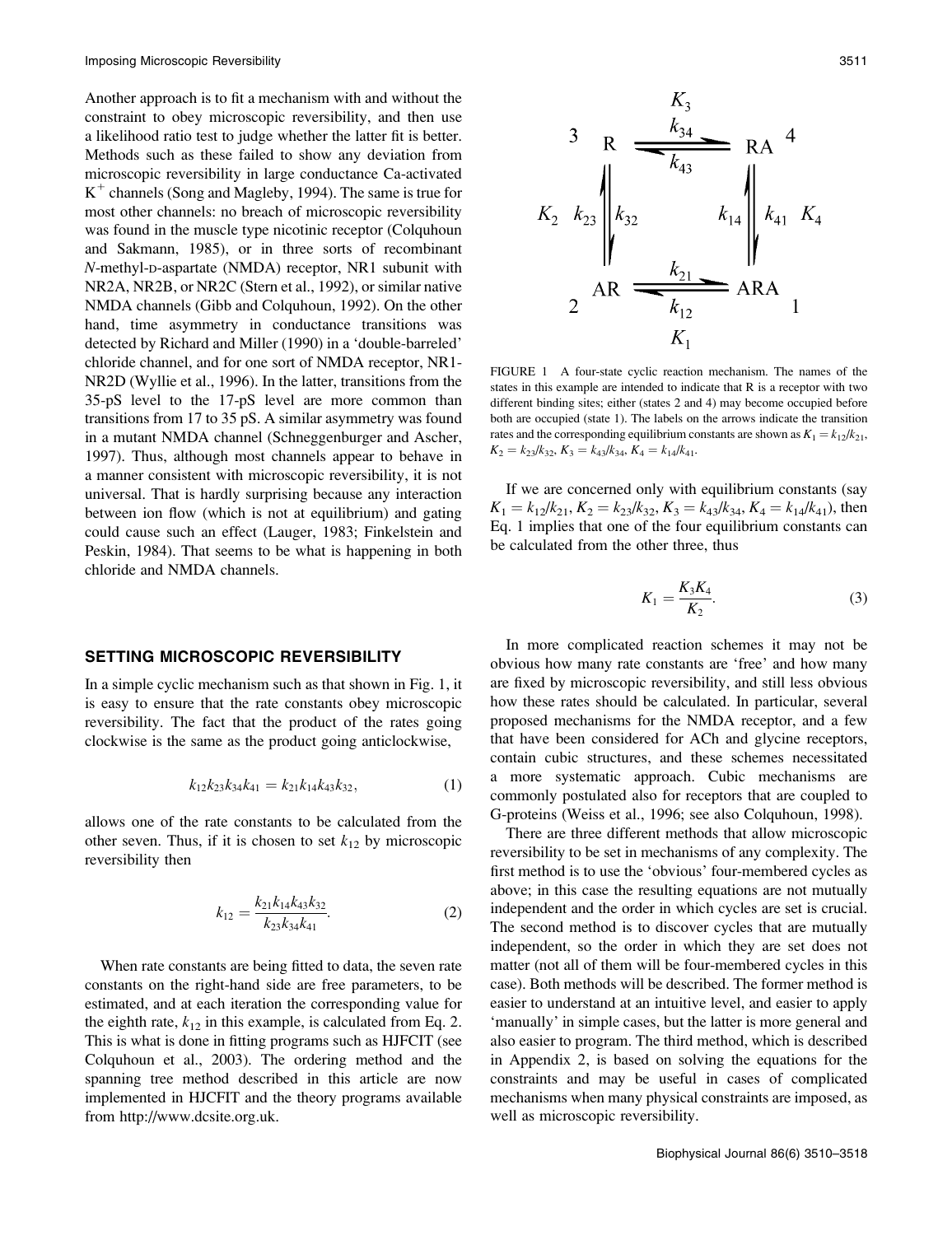Another approach is to fit a mechanism with and without the constraint to obey microscopic reversibility, and then use a likelihood ratio test to judge whether the latter fit is better. Methods such as these failed to show any deviation from microscopic reversibility in large conductance Ca-activated $K^+$ channels (Song and Magleby, 1994). The same is true for most other channels: no breach of microscopic reversibility was found in the muscle type nicotinic receptor (Colquhoun and Sakmann, 1985), or in three sorts of recombinant *N*-methyl-D-aspartate (NMDA) receptor, NR1 subunit with NR2A, NR2B, or NR2C (Stern et al., 1992), or similar native NMDA channels (Gibb and Colquhoun, 1992). On the other hand, time asymmetry in conductance transitions was detected by Richard and Miller (1990) in a 'double-barreled' chloride channel, and for one sort of NMDA receptor, NR1-NR2D (Wyllie et al., 1996). In the latter, transitions from the 35-pS level to the 17-pS level are more common than transitions from 17 to 35 pS. A similar asymmetry was found in a mutant NMDA channel (Schneggenburger and Ascher, 1997). Thus, although most channels appear to behave in a manner consistent with microscopic reversibility, it is not universal. That is hardly surprising because any interaction between ion flow (which is not at equilibrium) and gating could cause such an effect (Lauger, 1983; Finkelstein and Peskin, 1984). That seems to be what is happening in both chloride and NMDA channels.

## SETTING MICROSCOPIC REVERSIBILITY

In a simple cyclic mechanism such as that shown in Fig. 1, it is easy to ensure that the rate constants obey microscopic reversibility. The fact that the product of the rates going clockwise is the same as the product going anticlockwise,

$$k_{12}k_{23}k_{34}k_{41} = k_{21}k_{14}k_{43}k_{32}, \tag{1}$$

allows one of the rate constants to be calculated from the other seven. Thus, if it is chosen to set $k_{12}$ by microscopic reversibility then

$$k_{12} = \frac{k_{21}k_{14}k_{43}k_{32}}{k_{23}k_{34}k_{41}}. \tag{2}$$

When rate constants are being fitted to data, the seven rate constants on the right-hand side are free parameters, to be estimated, and at each iteration the corresponding value for the eighth rate, $k_{12}$ in this example, is calculated from Eq. 2. This is what is done in fitting programs such as HJFCIT (see Colquhoun et al., 2003). The ordering method and the spanning tree method described in this article are now implemented in HJCFIT and the theory programs available from http://www.dcsite.org.uk.

FIGURE 1 A four-state cyclic reaction mechanism. The names of the states in this example are intended to indicate that R is a receptor with two different binding sites; either (states 2 and 4) may become occupied before both are occupied (state 1). The labels on the arrows indicate the transition rates and the corresponding equilibrium constants are shown as $K_1 = k_{12}/k_{21}$, $K_2 = k_{23}/k_{32}$, $K_3 = k_{43}/k_{34}$, $K_4 = k_{14}/k_{41}$.

If we are concerned only with equilibrium constants (say $K_1 = k_{12}/k_{21}$, $K_2 = k_{23}/k_{32}$, $K_3 = k_{43}/k_{34}$, $K_4 = k_{14}/k_{41}$), then Eq. 1 implies that one of the four equilibrium constants can be calculated from the other three, thus

$$K_1 = \frac{K_3K_4}{K_2}. \tag{3}$$

In more complicated reaction schemes it may not be obvious how many rate constants are 'free' and how many are fixed by microscopic reversibility, and still less obvious how these rates should be calculated. In particular, several proposed mechanisms for the NMDA receptor, and a few that have been considered for ACh and glycine receptors, contain cubic structures, and these schemes necessitated a more systematic approach. Cubic mechanisms are commonly postulated also for receptors that are coupled to G-proteins (Weiss et al., 1996; see also Colquhoun, 1998).

There are three different methods that allow microscopic reversibility to be set in mechanisms of any complexity. The first method is to use the 'obvious' four-membered cycles as above; in this case the resulting equations are not mutually independent and the order in which cycles are set is crucial. The second method is to discover cycles that are mutually independent, so the order in which they are set does not matter (not all of them will be four-membered cycles in this case). Both methods will be described. The former method is easier to understand at an intuitive level, and easier to apply 'manually' in simple cases, but the latter is more general and also easier to program. The third method, which is described in Appendix 2, is based on solving the equations for the constraints and may be useful in cases of complicated mechanisms when many physical constraints are imposed, as well as microscopic reversibility.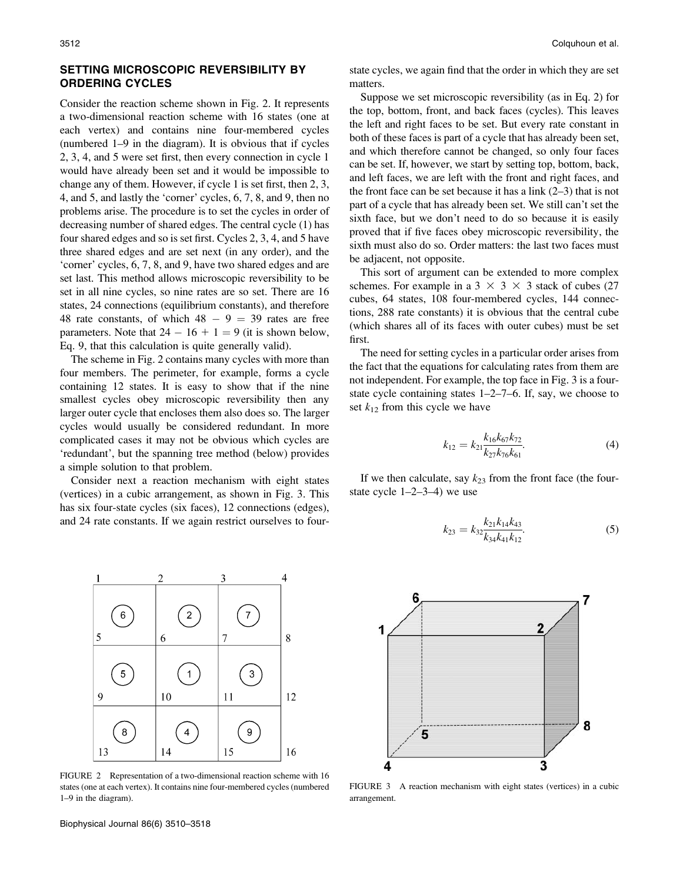## SETTING MICROSCOPIC REVERSIBILITY BY ORDERING CYCLES

Consider the reaction scheme shown in Fig. 2. It represents a two-dimensional reaction scheme with 16 states (one at each vertex) and contains nine four-membered cycles (numbered 1–9 in the diagram). It is obvious that if cycles 2, 3, 4, and 5 were set first, then every connection in cycle 1 would have already been set and it would be impossible to change any of them. However, if cycle 1 is set first, then 2, 3, 4, and 5, and lastly the 'corner' cycles, 6, 7, 8, and 9, then no problems arise. The procedure is to set the cycles in order of decreasing number of shared edges. The central cycle (1) has four shared edges and so is set first. Cycles 2, 3, 4, and 5 have three shared edges and are set next (in any order), and the 'corner' cycles, 6, 7, 8, and 9, have two shared edges and are set last. This method allows microscopic reversibility to be set in all nine cycles, so nine rates are so set. There are 16 states, 24 connections (equilibrium constants), and therefore 48 rate constants, of which $48 - 9 = 39$ rates are free parameters. Note that $24 - 16 + 1 = 9$ (it is shown below, Eq. 9, that this calculation is quite generally valid).

The scheme in Fig. 2 contains many cycles with more than four members. The perimeter, for example, forms a cycle containing 12 states. It is easy to show that if the nine smallest cycles obey microscopic reversibility then any larger outer cycle that encloses them also does so. The larger cycles would usually be considered redundant. In more complicated cases it may not be obvious which cycles are 'redundant', but the spanning tree method (below) provides a simple solution to that problem.

Consider next a reaction mechanism with eight states (vertices) in a cubic arrangement, as shown in Fig. 3. This has six four-state cycles (six faces), 12 connections (edges), and 24 rate constants. If we again restrict ourselves to four-state cycles, we again find that the order in which they are set matters.

Suppose we set microscopic reversibility (as in Eq. 2) for the top, bottom, front, and back faces (cycles). This leaves the left and right faces to be set. But every rate constant in both of these faces is part of a cycle that has already been set, and which therefore cannot be changed, so only four faces can be set. If, however, we start by setting top, bottom, back, and left faces, we are left with the front and right faces, and the front face can be set because it has a link (2–3) that is not part of a cycle that has already been set. We still can't set the sixth face, but we don't need to do so because it is easily proved that if five faces obey microscopic reversibility, the sixth must also do so. Order matters: the last two faces must be adjacent, not opposite.

This sort of argument can be extended to more complex schemes. For example in a $3 \times 3 \times 3$ stack of cubes (27 cubes, 64 states, 108 four-membered cycles, 144 connections, 288 rate constants) it is obvious that the central cube (which shares all of its faces with outer cubes) must be set first.

The need for setting cycles in a particular order arises from the fact that the equations for calculating rates from them are not independent. For example, the top face in Fig. 3 is a four-state cycle containing states 1–2–7–6. If, say, we choose to set $k_{12}$ from this cycle we have

$$k_{12} = k_{21}\frac{k_{16}k_{67}k_{72}}{k_{27}k_{76}k_{61}}. \tag{4}$$

If we then calculate, say $k_{23}$ from the front face (the four-state cycle 1–2–3–4) we use

$$k_{23} = k_{32}\frac{k_{21}k_{14}k_{43}}{k_{34}k_{41}k_{12}}. \tag{5}$$

FIGURE 2 Representation of a two-dimensional reaction scheme with 16 states (one at each vertex). It contains nine four-membered cycles (numbered 1–9 in the diagram).

FIGURE 3 A reaction mechanism with eight states (vertices) in a cubic arrangement.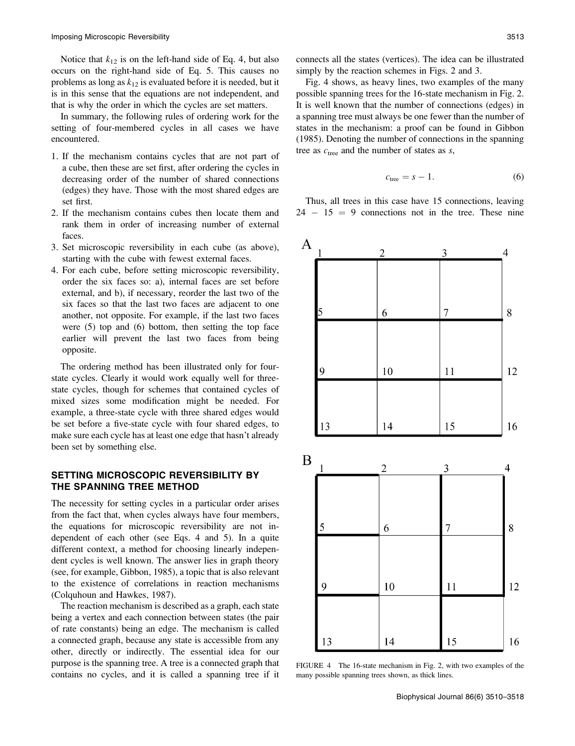Notice that $k_{12}$ is on the left-hand side of Eq. 4, but also occurs on the right-hand side of Eq. 5. This causes no problems as long as $k_{12}$ is evaluated before it is needed, but it is in this sense that the equations are not independent, and that is why the order in which the cycles are set matters.

In summary, the following rules of ordering work for the setting of four-membered cycles in all cases we have encountered.

1. If the mechanism contains cycles that are not part of a cube, then these are set first, after ordering the cycles in decreasing order of the number of shared connections (edges) they have. Those with the most shared edges are set first.
2. If the mechanism contains cubes then locate them and rank them in order of increasing number of external faces.
3. Set microscopic reversibility in each cube (as above), starting with the cube with fewest external faces.
4. For each cube, before setting microscopic reversibility, order the six faces so: a), internal faces are set before external, and b), if necessary, reorder the last two of the six faces so that the last two faces are adjacent to one another, not opposite. For example, if the last two faces were (5) top and (6) bottom, then setting the top face earlier will prevent the last two faces from being opposite.

The ordering method has been illustrated only for four-state cycles. Clearly it would work equally well for three-state cycles, though for schemes that contained cycles of mixed sizes some modification might be needed. For example, a three-state cycle with three shared edges would be set before a five-state cycle with four shared edges, to make sure each cycle has at least one edge that hasn't already been set by something else.

## SETTING MICROSCOPIC REVERSIBILITY BY THE SPANNING TREE METHOD

The necessity for setting cycles in a particular order arises from the fact that, when cycles always have four members, the equations for microscopic reversibility are not independent of each other (see Eqs. 4 and 5). In a quite different context, a method for choosing linearly independent cycles is well known. The answer lies in graph theory (see, for example, Gibbon, 1985), a topic that is also relevant to the existence of correlations in reaction mechanisms (Colquhoun and Hawkes, 1987).

The reaction mechanism is described as a graph, each state being a vertex and each connection between states (the pair of rate constants) being an edge. The mechanism is called a connected graph, because any state is accessible from any other, directly or indirectly. The essential idea for our purpose is the spanning tree. A tree is a connected graph that contains no cycles, and it is called a spanning tree if it connects all the states (vertices). The idea can be illustrated simply by the reaction schemes in Figs. 2 and 3.

Fig. 4 shows, as heavy lines, two examples of the many possible spanning trees for the 16-state mechanism in Fig. 2. It is well known that the number of connections (edges) in a spanning tree must always be one fewer than the number of states in the mechanism: a proof can be found in Gibbon (1985). Denoting the number of connections in the spanning tree as $c_{\text{tree}}$ and the number of states as $s$,

$$c_{\text{tree}} = s - 1. \tag{6}$$

Thus, all trees in this case have 15 connections, leaving $24 - 15 = 9$ connections not in the tree. These nine

FIGURE 4 The 16-state mechanism in Fig. 2, with two examples of the many possible spanning trees shown, as thick lines.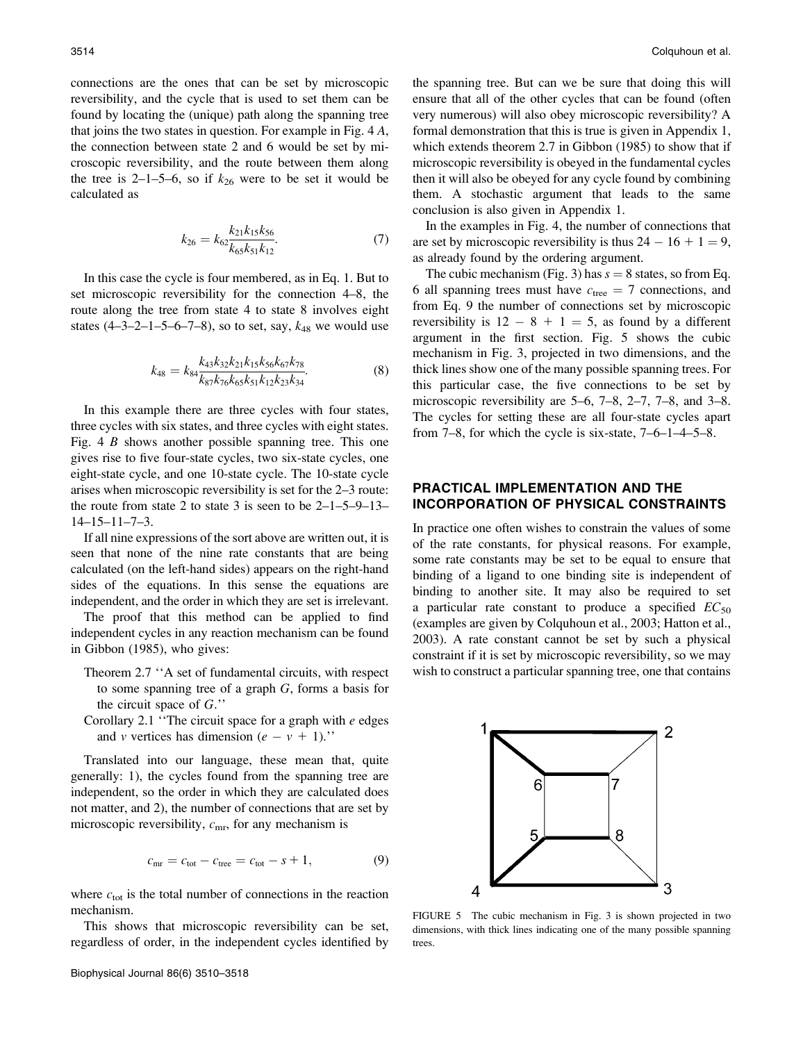connections are the ones that can be set by microscopic reversibility, and the cycle that is used to set them can be found by locating the (unique) path along the spanning tree that joins the two states in question. For example in Fig. 4 *A*, the connection between state 2 and 6 would be set by microscopic reversibility, and the route between them along the tree is 2–1–5–6, so if $k_{26}$ were to be set it would be calculated as

$$k_{26} = k_{62}\frac{k_{21}k_{15}k_{56}}{k_{65}k_{51}k_{12}}. \tag{7}$$

In this case the cycle is four membered, as in Eq. 1. But to set microscopic reversibility for the connection 4–8, the route along the tree from state 4 to state 8 involves eight states (4–3–2–1–5–6–7–8), so to set, say, $k_{48}$ we would use

$$k_{48} = k_{84}\frac{k_{43}k_{32}k_{21}k_{15}k_{56}k_{67}k_{78}}{k_{87}k_{76}k_{65}k_{51}k_{12}k_{23}k_{34}}. \tag{8}$$

In this example there are three cycles with four states, three cycles with six states, and three cycles with eight states. Fig. 4 *B* shows another possible spanning tree. This one gives rise to five four-state cycles, two six-state cycles, one eight-state cycle, and one 10-state cycle. The 10-state cycle arises when microscopic reversibility is set for the 2–3 route: the route from state 2 to state 3 is seen to be 2–1–5–9–13–14–15–11–7–3.

If all nine expressions of the sort above are written out, it is seen that none of the nine rate constants that are being calculated (on the left-hand sides) appears on the right-hand sides of the equations. In this sense the equations are independent, and the order in which they are set is irrelevant.

The proof that this method can be applied to find independent cycles in any reaction mechanism can be found in Gibbon (1985), who gives:

Theorem 2.7 ''A set of fundamental circuits, with respect to some spanning tree of a graph *G*, forms a basis for the circuit space of *G*.''

Corollary 2.1 ''The circuit space for a graph with *e* edges and *v* vertices has dimension $(e - v + 1)$.''

Translated into our language, these mean that, quite generally: 1), the cycles found from the spanning tree are independent, so the order in which they are calculated does not matter, and 2), the number of connections that are set by microscopic reversibility, $c_{mr}$, for any mechanism is

$$c_{mr} = c_{tot} - c_{tree} = c_{tot} - s + 1, \tag{9}$$

where $c_{tot}$ is the total number of connections in the reaction mechanism.

This shows that microscopic reversibility can be set, regardless of order, in the independent cycles identified by the spanning tree. But can we be sure that doing this will ensure that all of the other cycles that can be found (often very numerous) will also obey microscopic reversibility? A formal demonstration that this is true is given in Appendix 1, which extends theorem 2.7 in Gibbon (1985) to show that if microscopic reversibility is obeyed in the fundamental cycles then it will also be obeyed for any cycle found by combining them. A stochastic argument that leads to the same conclusion is also given in Appendix 1.

In the examples in Fig. 4, the number of connections that are set by microscopic reversibility is thus $24 - 16 + 1 = 9$, as already found by the ordering argument.

The cubic mechanism (Fig. 3) has $s = 8$ states, so from Eq. 6 all spanning trees must have $c_{tree} = 7$ connections, and from Eq. 9 the number of connections set by microscopic reversibility is $12 - 8 + 1 = 5$, as found by a different argument in the first section. Fig. 5 shows the cubic mechanism in Fig. 3, projected in two dimensions, and the thick lines show one of the many possible spanning trees. For this particular case, the five connections to be set by microscopic reversibility are 5–6, 7–8, 2–7, 7–8, and 3–8. The cycles for setting these are all four-state cycles apart from 7–8, for which the cycle is six-state, 7–6–1–4–5–8.

## PRACTICAL IMPLEMENTATION AND THE INCORPORATION OF PHYSICAL CONSTRAINTS

In practice one often wishes to constrain the values of some of the rate constants, for physical reasons. For example, some rate constants may be set to be equal to ensure that binding of a ligand to one binding site is independent of binding to another site. It may also be required to set a particular rate constant to produce a specified $EC_{50}$ (examples are given by Colquhoun et al., 2003; Hatton et al., 2003). A rate constant cannot be set by such a physical constraint if it is set by microscopic reversibility, so we may wish to construct a particular spanning tree, one that contains

FIGURE 5 The cubic mechanism in Fig. 3 is shown projected in two dimensions, with thick lines indicating one of the many possible spanning trees.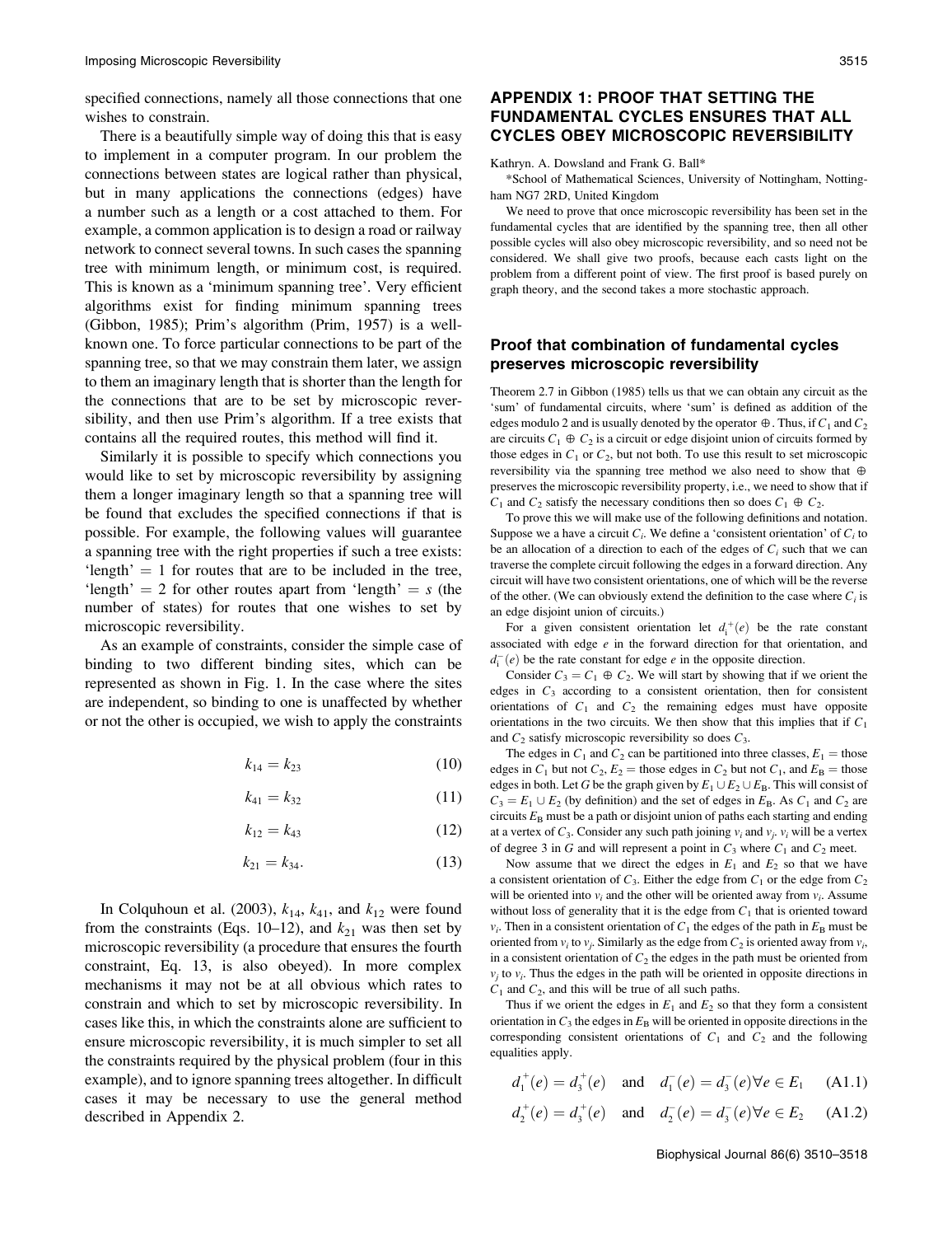specified connections, namely all those connections that one wishes to constrain.

There is a beautifully simple way of doing this that is easy to implement in a computer program. In our problem the connections between states are logical rather than physical, but in many applications the connections (edges) have a number such as a length or a cost attached to them. For example, a common application is to design a road or railway network to connect several towns. In such cases the spanning tree with minimum length, or minimum cost, is required. This is known as a 'minimum spanning tree'. Very efficient algorithms exist for finding minimum spanning trees (Gibbon, 1985); Prim's algorithm (Prim, 1957) is a well-known one. To force particular connections to be part of the spanning tree, so that we may constrain them later, we assign to them an imaginary length that is shorter than the length for the connections that are to be set by microscopic reversibility, and then use Prim's algorithm. If a tree exists that contains all the required routes, this method will find it.

Similarly it is possible to specify which connections you would like to set by microscopic reversibility by assigning them a longer imaginary length so that a spanning tree will be found that excludes the specified connections if that is possible. For example, the following values will guarantee a spanning tree with the right properties if such a tree exists: 'length' = 1 for routes that are to be included in the tree, 'length' = 2 for other routes apart from 'length' = $s$ (the number of states) for routes that one wishes to set by microscopic reversibility.

As an example of constraints, consider the simple case of binding to two different binding sites, which can be represented as shown in Fig. 1. In the case where the sites are independent, so binding to one is unaffected by whether or not the other is occupied, we wish to apply the constraints

$$k_{14} = k_{23} \tag{10}$$

$$k_{41} = k_{32} \tag{11}$$

$$k_{12} = k_{43} \tag{12}$$

$$k_{21} = k_{34}. \tag{13}$$

In Colquhoun et al. (2003), $k_{14}$, $k_{41}$, and $k_{12}$ were found from the constraints (Eqs. 10–12), and $k_{21}$ was then set by microscopic reversibility (a procedure that ensures the fourth constraint, Eq. 13, is also obeyed). In more complex mechanisms it may not be at all obvious which rates to constrain and which to set by microscopic reversibility. In cases like this, in which the constraints alone are sufficient to ensure microscopic reversibility, it is much simpler to set all the constraints required by the physical problem (four in this example), and to ignore spanning trees altogether. In difficult cases it may be necessary to use the general method described in Appendix 2.

## APPENDIX 1: PROOF THAT SETTING THE FUNDAMENTAL CYCLES ENSURES THAT ALL CYCLES OBEY MICROSCOPIC REVERSIBILITY

Kathryn. A. Dowsland and Frank G. Ball*

*School of Mathematical Sciences, University of Nottingham, Nottingham NG7 2RD, United Kingdom

We need to prove that once microscopic reversibility has been set in the fundamental cycles that are identified by the spanning tree, then all other possible cycles will also obey microscopic reversibility, and so need not be considered. We shall give two proofs, because each casts light on the problem from a different point of view. The first proof is based purely on graph theory, and the second takes a more stochastic approach.

### Proof that combination of fundamental cycles preserves microscopic reversibility

Theorem 2.7 in Gibbon (1985) tells us that we can obtain any circuit as the 'sum' of fundamental circuits, where 'sum' is defined as addition of the edges modulo 2 and is usually denoted by the operator $\oplus$. Thus, if $C_1$ and $C_2$ are circuits $C_1 \oplus C_2$ is a circuit or edge disjoint union of circuits formed by those edges in $C_1$ or $C_2$, but not both. To use this result to set microscopic reversibility via the spanning tree method we also need to show that $\oplus$ preserves the microscopic reversibility property, i.e., we need to show that if $C_1$ and $C_2$ satisfy the necessary conditions then so does $C_1 \oplus C_2$.

To prove this we will make use of the following definitions and notation. Suppose we have a circuit $C_i$. We define a 'consistent orientation' of $C_i$ to be an allocation of a direction to each of the edges of $C_i$ such that we can traverse the complete circuit following the edges in a forward direction. Any circuit will have two consistent orientations, one of which will be the reverse of the other. (We can obviously extend the definition to the case where $C_i$ is an edge disjoint union of circuits.)

For a given consistent orientation let $d_i^+(e)$ be the rate constant associated with edge $e$ in the forward direction for that orientation, and $d_i^-(e)$ be the rate constant for edge $e$ in the opposite direction.

Consider $C_3 = C_1 \oplus C_2$. We will start by showing that if we orient the edges in $C_3$ according to a consistent orientation, then for consistent orientations of $C_1$ and $C_2$ the remaining edges must have opposite orientations in the two circuits. We then show that this implies that if $C_1$ and $C_2$ satisfy microscopic reversibility so does $C_3$.

The edges in $C_1$ and $C_2$ can be partitioned into three classes, $E_1$ = those edges in $C_1$ but not $C_2$, $E_2$ = those edges in $C_2$ but not $C_1$, and $E_B$ = those edges in both. Let $G$ be the graph given by $E_1 \cup E_2 \cup E_B$. This will consist of $C_3 = E_1 \cup E_2$ (by definition) and the set of edges in $E_B$. As $C_1$ and $C_2$ are circuits $E_B$ must be a path or disjoint union of paths each starting and ending at a vertex of $C_3$. Consider any such path joining $v_i$ and $v_j$. $v_i$ will be a vertex of degree 3 in $G$ and will represent a point in $C_3$ where $C_1$ and $C_2$ meet.

Now assume that we direct the edges in $E_1$ and $E_2$ so that we have a consistent orientation of $C_3$. Either the edge from $C_1$ or the edge from $C_2$ will be oriented into $v_i$ and the other will be oriented away from $v_i$. Assume without loss of generality that it is the edge from $C_1$ that is oriented toward $v_i$. Then in a consistent orientation of $C_1$ the edges of the path in $E_B$ must be oriented from $v_i$ to $v_j$. Similarly as the edge from $C_2$ is oriented away from $v_i$, in a consistent orientation of $C_2$ the edges in the path must be oriented from $v_j$ to $v_i$. Thus the edges in the path will be oriented in opposite directions in $C_1$ and $C_2$, and this will be true of all such paths.

Thus if we orient the edges in $E_1$ and $E_2$ so that they form a consistent orientation in $C_3$ the edges in $E_B$ will be oriented in opposite directions in the corresponding consistent orientations of $C_1$ and $C_2$ and the following equalities apply.

$$d_1^+(e) = d_3^+(e) \quad \text{and} \quad d_1^-(e) = d_3^-(e) \forall e \in E_1 \tag{A1.1}$$

$$d_2^+(e) = d_3^+(e) \quad \text{and} \quad d_2^-(e) = d_3^-(e) \forall e \in E_2 \tag{A1.2}$$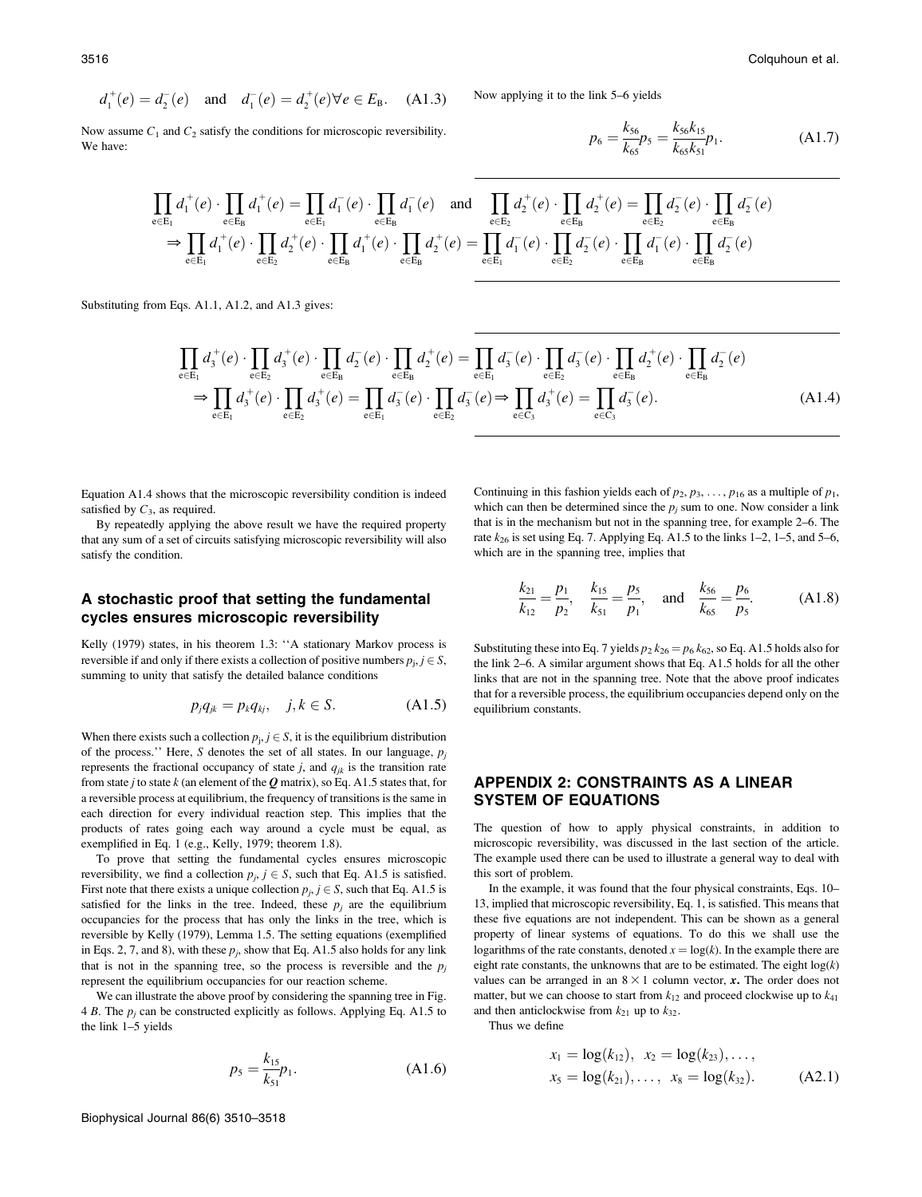$$d_1^+(e) = d_2^-(e) \quad \text{and} \quad d_1^-(e) = d_2^+(e) \forall e \in E_B. \quad (A1.3)$$

Now assume $C_1$ and $C_2$ satisfy the conditions for microscopic reversibility. We have:

$$\prod_{e \in E_1} d_1^+(e) \cdot \prod_{e \in E_B} d_1^+(e) = \prod_{e \in E_1} d_1^-(e) \cdot \prod_{e \in E_B} d_1^-(e) \quad \text{and} \quad \prod_{e \in E_2} d_2^+(e) \cdot \prod_{e \in E_B} d_2^+(e) = \prod_{e \in E_2} d_2^-(e) \cdot \prod_{e \in E_B} d_2^-(e)$$
$$\Rightarrow \prod_{e \in E_1} d_1^+(e) \cdot \prod_{e \in E_2} d_2^+(e) \cdot \prod_{e \in E_B} d_1^+(e) \cdot \prod_{e \in E_B} d_2^+(e) = \prod_{e \in E_1} d_1^-(e) \cdot \prod_{e \in E_2} d_2^-(e) \cdot \prod_{e \in E_B} d_1^-(e) \cdot \prod_{e \in E_B} d_2^-(e)$$

Substituting from Eqs. A1.1, A1.2, and A1.3 gives:

$$\prod_{e \in E_1} d_3^+(e) \cdot \prod_{e \in E_2} d_3^+(e) \cdot \prod_{e \in E_B} d_2^-(e) \cdot \prod_{e \in E_B} d_2^+(e) = \prod_{e \in E_1} d_3^-(e) \cdot \prod_{e \in E_2} d_3^-(e) \cdot \prod_{e \in E_B} d_2^+(e) \cdot \prod_{e \in E_B} d_2^-(e)$$
$$\Rightarrow \prod_{e \in E_1} d_3^+(e) \cdot \prod_{e \in E_2} d_3^+(e) = \prod_{e \in E_1} d_3^-(e) \cdot \prod_{e \in E_2} d_3^-(e) \Rightarrow \prod_{e \in C_3} d_3^+(e) = \prod_{e \in C_3} d_3^-(e). \quad (A1.4)$$

Equation A1.4 shows that the microscopic reversibility condition is indeed satisfied by $C_3$, as required.

By repeatedly applying the above result we have the required property that any sum of a set of circuits satisfying microscopic reversibility will also satisfy the condition.

## A stochastic proof that setting the fundamental cycles ensures microscopic reversibility

Kelly (1979) states, in his theorem 1.3: ''A stationary Markov process is reversible if and only if there exists a collection of positive numbers $p_j, j \in S$, summing to unity that satisfy the detailed balance conditions

$$p_j q_{jk} = p_k q_{kj}, \quad j, k \in S. \quad (A1.5)$$

When there exists such a collection $p_j, j \in S$, it is the equilibrium distribution of the process.'' Here, $S$ denotes the set of all states. In our language, $p_j$ represents the fractional occupancy of state $j$, and $q_{jk}$ is the transition rate from state $j$ to state $k$ (an element of the $\boldsymbol{Q}$ matrix), so Eq. A1.5 states that, for a reversible process at equilibrium, the frequency of transitions is the same in each direction for every individual reaction step. This implies that the products of rates going each way around a cycle must be equal, as exemplified in Eq. 1 (e.g., Kelly, 1979; theorem 1.8).

To prove that setting the fundamental cycles ensures microscopic reversibility, we find a collection $p_j, j \in S$, such that Eq. A1.5 is satisfied. First note that there exists a unique collection $p_j, j \in S$, such that Eq. A1.5 is satisfied for the links in the tree. Indeed, these $p_j$ are the equilibrium occupancies for the process that has only the links in the tree, which is reversible by Kelly (1979), Lemma 1.5. The setting equations (exemplified in Eqs. 2, 7, and 8), with these $p_j$, show that Eq. A1.5 also holds for any link that is not in the spanning tree, so the process is reversible and the $p_j$ represent the equilibrium occupancies for our reaction scheme.

We can illustrate the above proof by considering the spanning tree in Fig. 4 *B*. The $p_j$ can be constructed explicitly as follows. Applying Eq. A1.5 to the link 1–5 yields

$$p_5 = \frac{k_{15}}{k_{51}} p_1. \quad (A1.6)$$

Now applying it to the link 5–6 yields

$$p_6 = \frac{k_{56}}{k_{65}} p_5 = \frac{k_{56} k_{15}}{k_{65} k_{51}} p_1. \quad (A1.7)$$

Continuing in this fashion yields each of $p_2, p_3, \ldots, p_{16}$ as a multiple of $p_1$, which can then be determined since the $p_j$ sum to one. Now consider a link that is in the mechanism but not in the spanning tree, for example 2–6. The rate $k_{26}$ is set using Eq. 7. Applying Eq. A1.5 to the links 1–2, 1–5, and 5–6, which are in the spanning tree, implies that

$$\frac{k_{21}}{k_{12}} = \frac{p_1}{p_2}, \quad \frac{k_{15}}{k_{51}} = \frac{p_5}{p_1}, \quad \text{and} \quad \frac{k_{56}}{k_{65}} = \frac{p_6}{p_5}. \quad (A1.8)$$

Substituting these into Eq. 7 yields $p_2 k_{26} = p_6 k_{62}$, so Eq. A1.5 holds also for the link 2–6. A similar argument shows that Eq. A1.5 holds for all the other links that are not in the spanning tree. Note that the above proof indicates that for a reversible process, the equilibrium occupancies depend only on the equilibrium constants.

## APPENDIX 2: CONSTRAINTS AS A LINEAR SYSTEM OF EQUATIONS

The question of how to apply physical constraints, in addition to microscopic reversibility, was discussed in the last section of the article. The example used there can be used to illustrate a general way to deal with this sort of problem.

In the example, it was found that the four physical constraints, Eqs. 10–13, implied that microscopic reversibility, Eq. 1, is satisfied. This means that these five equations are not independent. This can be shown as a general property of linear systems of equations. To do this we shall use the logarithms of the rate constants, denoted $x = \log(k)$. In the example there are eight rate constants, the unknowns that are to be estimated. The eight $\log(k)$ values can be arranged in an $8 \times 1$ column vector, $\boldsymbol{x}$. The order does not matter, but we can choose to start from $k_{12}$ and proceed clockwise up to $k_{41}$ and then anticlockwise from $k_{21}$ up to $k_{32}$.

Thus we define

$$x_1 = \log(k_{12}), \ \ x_2 = \log(k_{23}), \ldots,$$
$$x_5 = \log(k_{21}), \ldots, \ \ x_8 = \log(k_{32}). \quad (A2.1)$$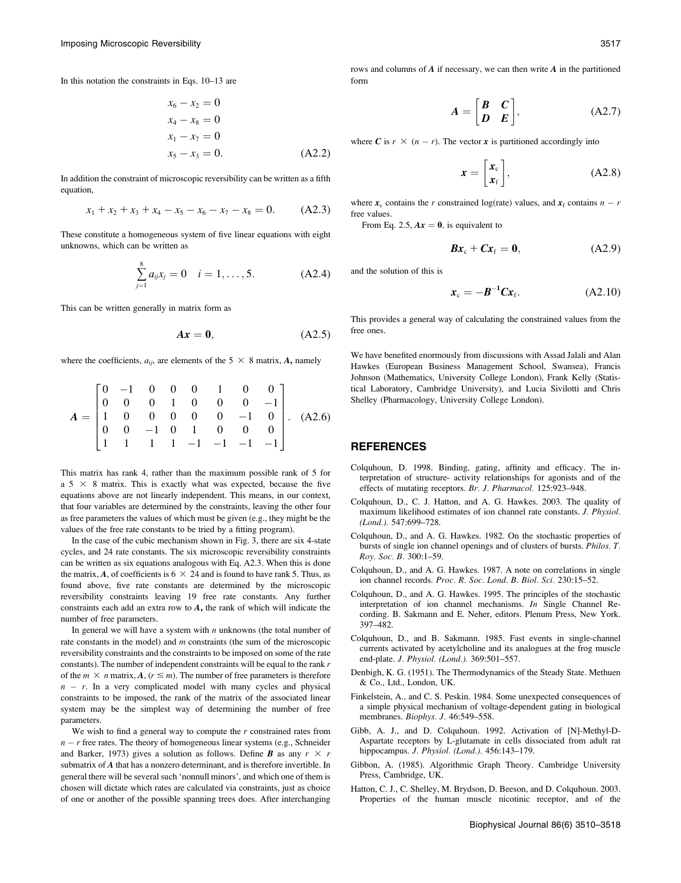In this notation the constraints in Eqs. 10–13 are

$$
\begin{aligned}
x_6 - x_2 &= 0 \\
x_4 - x_8 &= 0 \\
x_1 - x_7 &= 0 \\
x_5 - x_3 &= 0.
\end{aligned} \tag{A2.2}
$$

In addition the constraint of microscopic reversibility can be written as a fifth equation,

$$x_1 + x_2 + x_3 + x_4 - x_5 - x_6 - x_7 - x_8 = 0. \tag{A2.3}$$

These constitute a homogeneous system of five linear equations with eight unknowns, which can be written as

$$\sum_{j=1}^{8} a_{ij} x_j = 0 \quad i = 1, \ldots, 5. \tag{A2.4}$$

This can be written generally in matrix form as

$$\boldsymbol{Ax} = \boldsymbol{0}, \tag{A2.5}$$

where the coefficients, $a_{ij}$, are elements of the $5 \times 8$ matrix, $\boldsymbol{A}$, namely

$$\boldsymbol{A} = \begin{bmatrix} 0 & -1 & 0 & 0 & 0 & 1 & 0 & 0 \\ 0 & 0 & 0 & 1 & 0 & 0 & 0 & -1 \\ 1 & 0 & 0 & 0 & 0 & 0 & -1 & 0 \\ 0 & 0 & -1 & 0 & 1 & 0 & 0 & 0 \\ 1 & 1 & 1 & 1 & -1 & -1 & -1 & -1 \end{bmatrix}. \tag{A2.6}$$

This matrix has rank 4, rather than the maximum possible rank of 5 for a $5 \times 8$ matrix. This is exactly what was expected, because the five equations above are not linearly independent. This means, in our context, that four variables are determined by the constraints, leaving the other four as free parameters the values of which must be given (e.g., they might be the values of the free rate constants to be tried by a fitting program).

In the case of the cubic mechanism shown in Fig. 3, there are six 4-state cycles, and 24 rate constants. The six microscopic reversibility constraints can be written as six equations analogous with Eq. A2.3. When this is done the matrix, $\boldsymbol{A}$, of coefficients is $6 \times 24$ and is found to have rank 5. Thus, as found above, five rate constants are determined by the microscopic reversibility constraints leaving 19 free rate constants. Any further constraints each add an extra row to $\boldsymbol{A}$, the rank of which will indicate the number of free parameters.

In general we will have a system with $n$ unknowns (the total number of rate constants in the model) and $m$ constraints (the sum of the microscopic reversibility constraints and the constraints to be imposed on some of the rate constants). The number of independent constraints will be equal to the rank $r$ of the $m \times n$ matrix, $\boldsymbol{A}$, ($r \leq m$). The number of free parameters is therefore $n - r$. In a very complicated model with many cycles and physical constraints to be imposed, the rank of the matrix of the associated linear system may be the simplest way of determining the number of free parameters.

We wish to find a general way to compute the $r$ constrained rates from $n - r$ free rates. The theory of homogeneous linear systems (e.g., Schneider and Barker, 1973) gives a solution as follows. Define $\boldsymbol{B}$ as any $r \times r$ submatrix of $\boldsymbol{A}$ that has a nonzero determinant, and is therefore invertible. In general there will be several such 'nonnull minors', and which one of them is chosen will dictate which rates are calculated via constraints, just as choice of one or another of the possible spanning trees does. After interchanging rows and columns of $\boldsymbol{A}$ if necessary, we can then write $\boldsymbol{A}$ in the partitioned form

$$\boldsymbol{A} = \begin{bmatrix} \boldsymbol{B} & \boldsymbol{C} \\ \boldsymbol{D} & \boldsymbol{E} \end{bmatrix}, \tag{A2.7}$$

where $\boldsymbol{C}$ is $r \times (n - r)$. The vector $\boldsymbol{x}$ is partitioned accordingly into

$$\boldsymbol{x} = \begin{bmatrix} \boldsymbol{x}_{\rm c} \\ \boldsymbol{x}_{\rm f} \end{bmatrix}, \tag{A2.8}$$

where $\boldsymbol{x}_{\rm c}$ contains the $r$ constrained log(rate) values, and $\boldsymbol{x}_{\rm f}$ contains $n - r$ free values.

From Eq. 2.5, $\boldsymbol{Ax} = \boldsymbol{0}$, is equivalent to

$$\boldsymbol{Bx}_{\rm c} + \boldsymbol{Cx}_{\rm f} = \boldsymbol{0}, \tag{A2.9}$$

and the solution of this is

$$\boldsymbol{x}_{\rm c} = -\boldsymbol{B}^{-1}\boldsymbol{Cx}_{\rm f}. \tag{A2.10}$$

This provides a general way of calculating the constrained values from the free ones.

We have benefited enormously from discussions with Assad Jalali and Alan Hawkes (European Business Management School, Swansea), Francis Johnson (Mathematics, University College London), Frank Kelly (Statistical Laboratory, Cambridge University), and Lucia Sivilotti and Chris Shelley (Pharmacology, University College London).

## REFERENCES

Colquhoun, D. 1998. Binding, gating, affinity and efficacy. The interpretation of structure- activity relationships for agonists and of the effects of mutating receptors. *Br. J. Pharmacol.* 125:923–948.

Colquhoun, D., C. J. Hatton, and A. G. Hawkes. 2003. The quality of maximum likelihood estimates of ion channel rate constants. *J. Physiol. (Lond.).* 547:699–728.

Colquhoun, D., and A. G. Hawkes. 1982. On the stochastic properties of bursts of single ion channel openings and of clusters of bursts. *Philos. T. Roy. Soc. B.* 300:1–59.

Colquhoun, D., and A. G. Hawkes. 1987. A note on correlations in single ion channel records. *Proc. R. Soc. Lond. B. Biol. Sci.* 230:15–52.

Colquhoun, D., and A. G. Hawkes. 1995. The principles of the stochastic interpretation of ion channel mechanisms. *In* Single Channel Recording. B. Sakmann and E. Neher, editors. Plenum Press, New York. 397–482.

Colquhoun, D., and B. Sakmann. 1985. Fast events in single-channel currents activated by acetylcholine and its analogues at the frog muscle end-plate. *J. Physiol. (Lond.).* 369:501–557.

Denbigh, K. G. (1951). The Thermodynamics of the Steady State. Methuen & Co., Ltd., London, UK.

Finkelstein, A., and C. S. Peskin. 1984. Some unexpected consequences of a simple physical mechanism of voltage-dependent gating in biological membranes. *Biophys. J.* 46:549–558.

Gibb, A. J., and D. Colquhoun. 1992. Activation of [N]-Methyl-D-Aspartate receptors by L-glutamate in cells dissociated from adult rat hippocampus. *J. Physiol. (Lond.).* 456:143–179.

Gibbon, A. (1985). Algorithmic Graph Theory. Cambridge University Press, Cambridge, UK.

Hatton, C. J., C. Shelley, M. Brydson, D. Beeson, and D. Colquhoun. 2003. Properties of the human muscle nicotinic receptor, and of the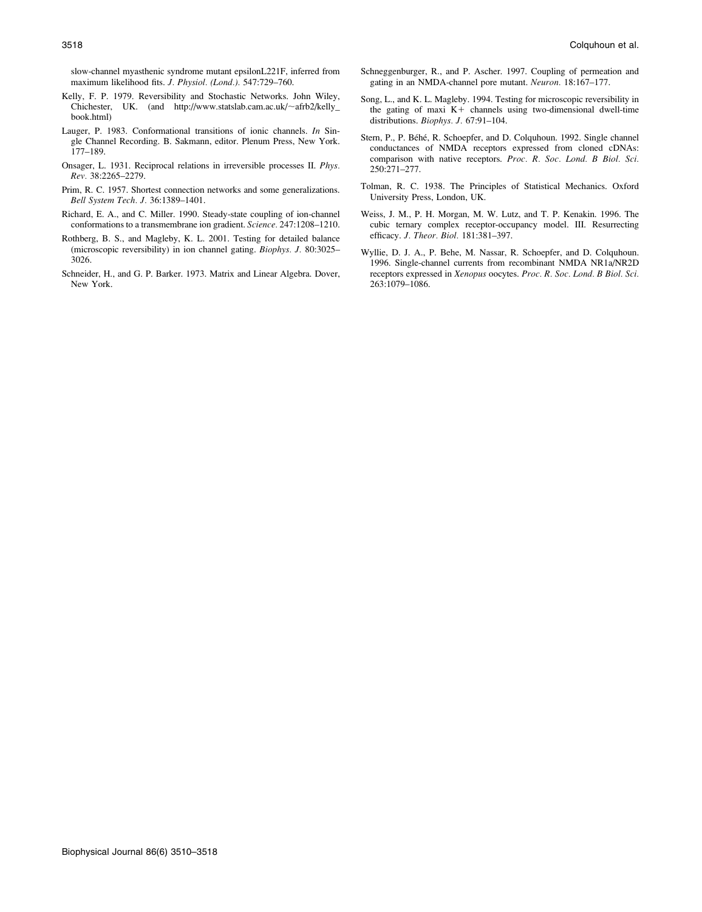slow-channel myasthenic syndrome mutant epsilonL221F, inferred from maximum likelihood fits. *J. Physiol. (Lond.).* 547:729–760.

Kelly, F. P. 1979. Reversibility and Stochastic Networks. John Wiley, Chichester, UK. (and http://www.statslab.cam.ac.uk/~afrb2/kelly_book.html)

Lauger, P. 1983. Conformational transitions of ionic channels. *In* Single Channel Recording. B. Sakmann, editor. Plenum Press, New York. 177–189.

Onsager, L. 1931. Reciprocal relations in irreversible processes II. *Phys. Rev.* 38:2265–2279.

Prim, R. C. 1957. Shortest connection networks and some generalizations. *Bell System Tech. J.* 36:1389–1401.

Richard, E. A., and C. Miller. 1990. Steady-state coupling of ion-channel conformations to a transmembrane ion gradient. *Science.* 247:1208–1210.

Rothberg, B. S., and Magleby, K. L. 2001. Testing for detailed balance (microscopic reversibility) in ion channel gating. *Biophys. J.* 80:3025–3026.

Schneider, H., and G. P. Barker. 1973. Matrix and Linear Algebra. Dover, New York.

Schneggenburger, R., and P. Ascher. 1997. Coupling of permeation and gating in an NMDA-channel pore mutant. *Neuron.* 18:167–177.

Song, L., and K. L. Magleby. 1994. Testing for microscopic reversibility in the gating of maxi K+ channels using two-dimensional dwell-time distributions. *Biophys. J.* 67:91–104.

Stern, P., P. Béhé, R. Schoepfer, and D. Colquhoun. 1992. Single channel conductances of NMDA receptors expressed from cloned cDNAs: comparison with native receptors. *Proc. R. Soc. Lond. B Biol. Sci.* 250:271–277.

Tolman, R. C. 1938. The Principles of Statistical Mechanics. Oxford University Press, London, UK.

Weiss, J. M., P. H. Morgan, M. W. Lutz, and T. P. Kenakin. 1996. The cubic ternary complex receptor-occupancy model. III. Resurrecting efficacy. *J. Theor. Biol.* 181:381–397.

Wyllie, D. J. A., P. Behe, M. Nassar, R. Schoepfer, and D. Colquhoun. 1996. Single-channel currents from recombinant NMDA NR1a/NR2D receptors expressed in *Xenopus* oocytes. *Proc. R. Soc. Lond. B Biol. Sci.* 263:1079–1086.